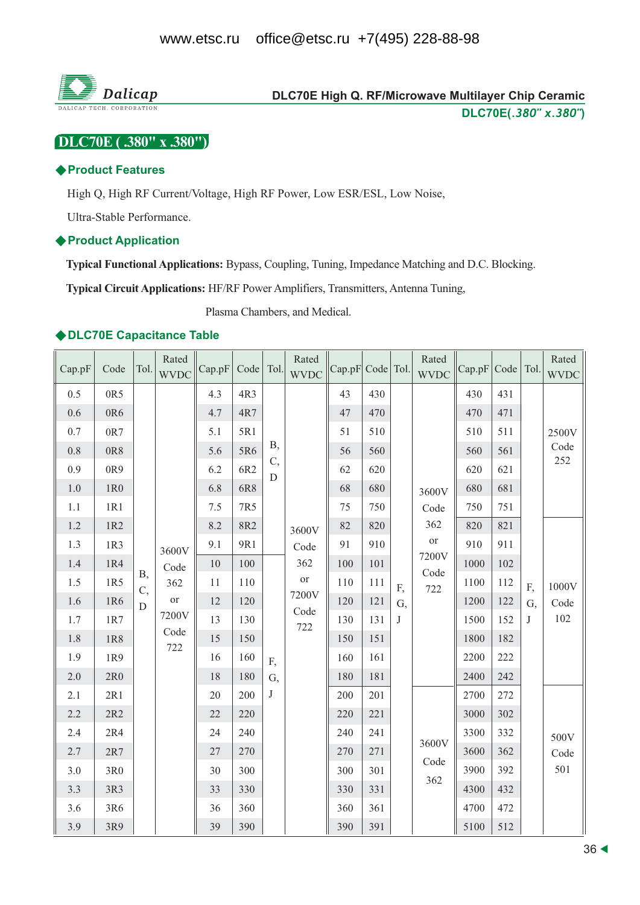# DLC70E High Q. RF/Microwave Multilayer Chip Ceramic

## DLC70E( .380" x .380")

### ◆Product Features

High Q, High RF Current/Voltage, High RF Power, Low ESR/ESL, Low Noise, Ultra-Stable Performance.

### ◆Product Application

**Typical Functional Applications:** Bypass, Coupling, Tuning, Impedance Matching and D.C. Blocking.

**Typical Circuit Applications:** HF/RF Power Amplifiers, Transmitters, Antenna Tuning, Plasma Chambers, and Medical.

### ◆DLC70E Capacitance Table

| Cap.pF | Code | Tol. | Rated WVDC | Cap.pF | Code | Tol. | Rated WVDC | Cap.pF | Code | Tol. | Rated WVDC | Cap.pF | Code | Tol. | Rated WVDC |
|---|---|---|---|---|---|---|---|---|---|---|---|---|---|---|---|
| 0.5 | 0R5 | B, C, D | 3600V Code 362 or 7200V Code 722 | 4.3 | 4R3 | B, C, D | 3600V Code 362 or 7200V Code 722 | 43 | 430 | F, G, J | 3600V Code 362 or 7200V Code 722 | 430 | 431 | F, G, J | 2500V Code 252 |
| 0.6 | 0R6 | | | 4.7 | 4R7 | | | 47 | 470 | | | 470 | 471 | | |
| 0.7 | 0R7 | | | 5.1 | 5R1 | | | 51 | 510 | | | 510 | 511 | | |
| 0.8 | 0R8 | | | 5.6 | 5R6 | | | 56 | 560 | | | 560 | 561 | | |
| 0.9 | 0R9 | | | 6.2 | 6R2 | | | 62 | 620 | | | 620 | 621 | | |
| 1.0 | 1R0 | | | 6.8 | 6R8 | | | 68 | 680 | | | 680 | 681 | | |
| 1.1 | 1R1 | | | 7.5 | 7R5 | | | 75 | 750 | | | 750 | 751 | | |
| 1.2 | 1R2 | | | 8.2 | 8R2 | | | 82 | 820 | | | 820 | 821 | | 1000V Code 102 |
| 1.3 | 1R3 | | | 9.1 | 9R1 | | | 91 | 910 | | | 910 | 911 | | |
| 1.4 | 1R4 | | | 10 | 100 | F, G, J | | 100 | 101 | | | 1000 | 102 | | |
| 1.5 | 1R5 | | | 11 | 110 | | | 110 | 111 | | | 1100 | 112 | | |
| 1.6 | 1R6 | | | 12 | 120 | | | 120 | 121 | | | 1200 | 122 | | |
| 1.7 | 1R7 | | | 13 | 130 | | | 130 | 131 | | | 1500 | 152 | | |
| 1.8 | 1R8 | | | 15 | 150 | | | 150 | 151 | | | 1800 | 182 | | |
| 1.9 | 1R9 | | | 16 | 160 | | | 160 | 161 | | | 2200 | 222 | | |
| 2.0 | 2R0 | | | 18 | 180 | | | 180 | 181 | | | 2400 | 242 | | |
| 2.1 | 2R1 | | | 20 | 200 | | | 200 | 201 | | 3600V Code 362 | 2700 | 272 | | 500V Code 501 |
| 2.2 | 2R2 | | | 22 | 220 | | | 220 | 221 | | | 3000 | 302 | | |
| 2.4 | 2R4 | | | 24 | 240 | | | 240 | 241 | | | 3300 | 332 | | |
| 2.7 | 2R7 | | | 27 | 270 | | | 270 | 271 | | | 3600 | 362 | | |
| 3.0 | 3R0 | | | 30 | 300 | | | 300 | 301 | | | 3900 | 392 | | |
| 3.3 | 3R3 | | | 33 | 330 | | | 330 | 331 | | | 4300 | 432 | | |
| 3.6 | 3R6 | | | 36 | 360 | | | 360 | 361 | | | 4700 | 472 | | |
| 3.9 | 3R9 | | | 39 | 390 | | | 390 | 391 | | | 5100 | 512 | | |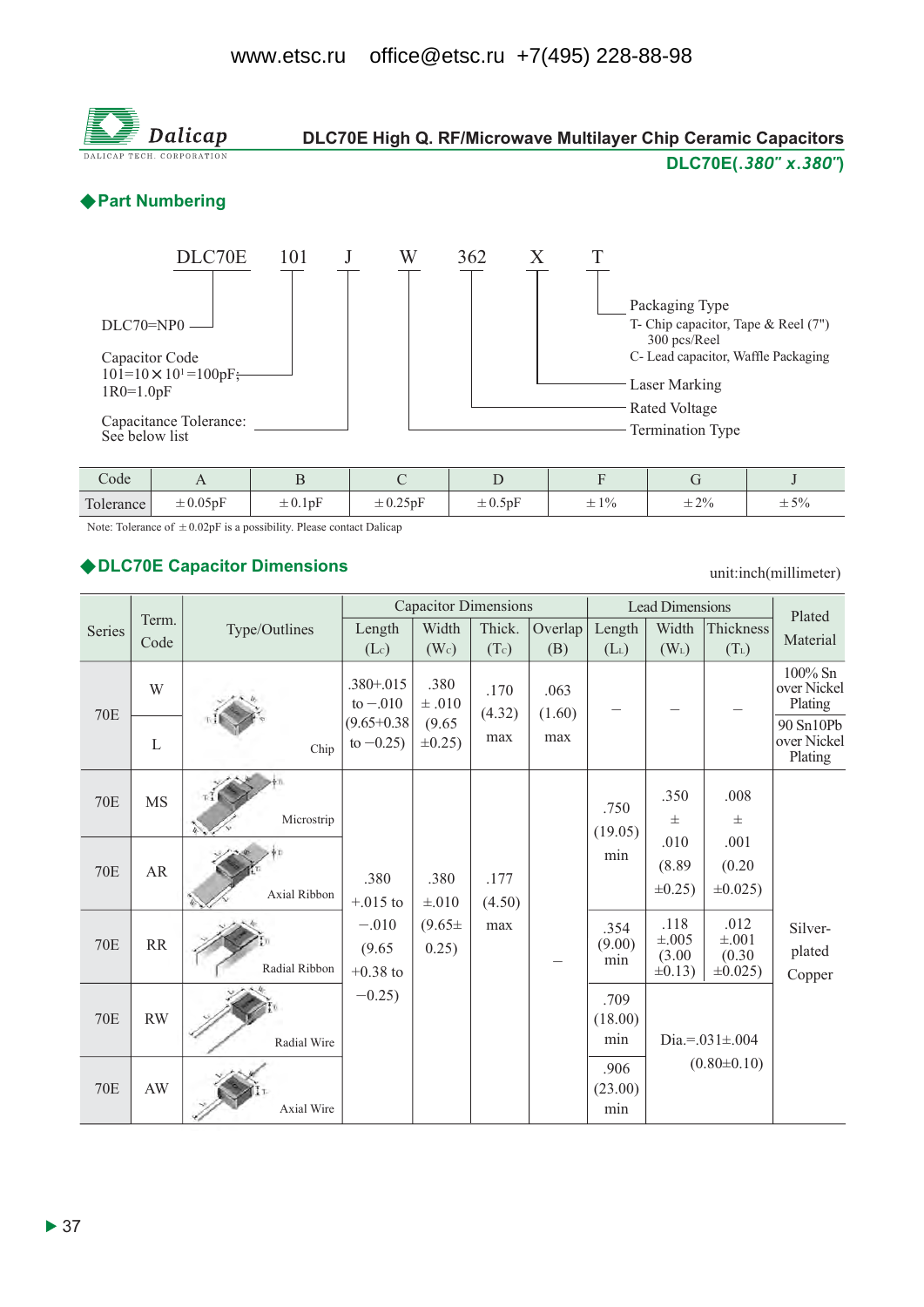www.etsc.ru office@etsc.ru +7(495) 228-88-98

Dalicap
DALICAP TECH. CORPORATION

# DLC70E High Q. RF/Microwave Multilayer Chip Ceramic Capacitors

**DLC70E(*.380" x.380"*)**

## ◆Part Numbering

DLC70E 101 J W 362 X T

- DLC70=NP0
- Capacitor Code: 101=10×10[1]=100pF; 1R0=1.0pF
- Capacitance Tolerance: See below list
- Termination Type
- Rated Voltage
- Laser Marking
- Packaging Type: T- Chip capacitor, Tape & Reel (7") 300 pcs/Reel; C- Lead capacitor, Waffle Packaging

| Code | A | B | C | D | F | G | J |
|---|---|---|---|---|---|---|---|
| Tolerance | ±0.05pF | ±0.1pF | ±0.25pF | ±0.5pF | ±1% | ±2% | ±5% |

Note: Tolerance of ±0.02pF is a possibility. Please contact Dalicap

## ◆DLC70E Capacitor Dimensions

unit:inch(millimeter)

| Series | Term. Code | Type/Outlines | Capacitor Dimensions | | | | Lead Dimensions | | | Plated Material |
|---|---|---|---|---|---|---|---|---|---|---|
| | | | Length ($L_C$) | Width ($W_C$) | Thick. ($T_C$) | Overlap (B) | Length ($L_L$) | Width ($W_L$) | Thickness ($T_L$) | |
| 70E | W | Chip | .380+.015 to −.010 (9.65+0.38 to −0.25) | .380 ±.010 (9.65 ±0.25) | .170 (4.32) max | .063 (1.60) max | – | – | – | 100% Sn over Nickel Plating |
| 70E | L | Chip | | | | | | | | 90 Sn10Pb over Nickel Plating |
| 70E | MS | Microstrip | .380 +.015 to −.010 (9.65 +0.38 to −0.25) | .380 ±.010 (9.65± 0.25) | .177 (4.50) max | – | .750 (19.05) min | .350 ± .010 (8.89 ±0.25) | .008 ± .001 (0.20 ±0.025) | Silver-plated Copper |
| 70E | AR | Axial Ribbon | | | | | | | | |
| 70E | RR | Radial Ribbon | | | | | .354 (9.00) min | .118 ±.005 (3.00 ±0.13) | .012 ±.001 (0.30 ±0.025) | |
| 70E | RW | Radial Wire | | | | | .709 (18.00) min | Dia.=.031±.004 (0.80±0.10) | | |
| 70E | AW | Axial Wire | | | | | .906 (23.00) min | | | |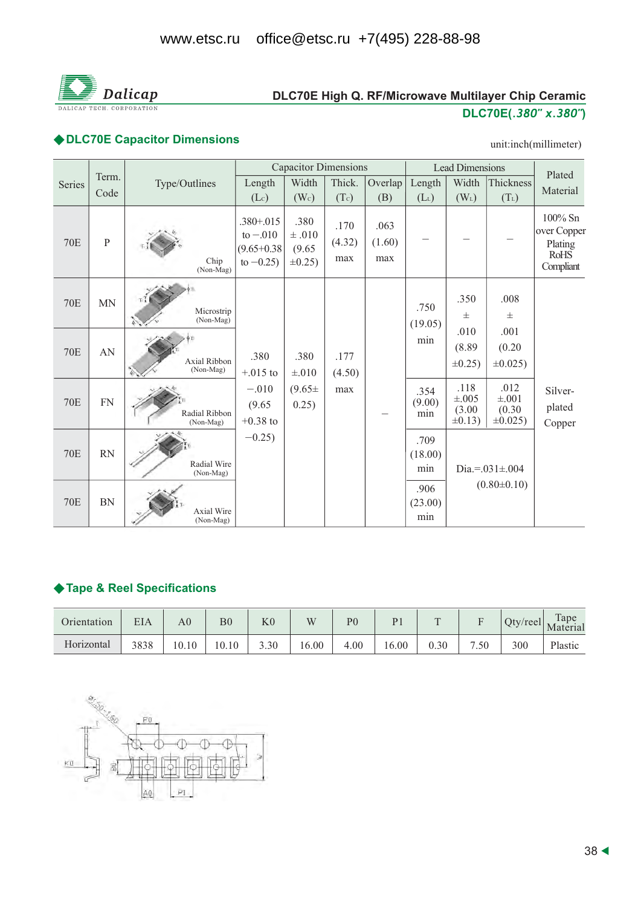www.etsc.ru office@etsc.ru +7(495) 228-88-98

Dalicap
DALICAP TECH. CORPORATION

DLC70E High Q. RF/Microwave Multilayer Chip Ceramic

**DLC70E(*.380" x.380"*)**

## ◆DLC70E Capacitor Dimensions

unit:inch(millimeter)

| Series | Term. Code | Type/Outlines | Capacitor Dimensions | | | | Lead Dimensions | | | Plated Material |
|---|---|---|---|---|---|---|---|---|---|---|
| | | | Length ($L_C$) | Width ($W_C$) | Thick. ($T_C$) | Overlap (B) | Length ($L_L$) | Width ($W_L$) | Thickness ($T_L$) | |
| 70E | P | Chip (Non-Mag) | .380+.015 to −.010 (9.65+0.38 to −0.25) | .380 ±.010 (9.65 ±0.25) | .170 (4.32) max | .063 (1.60) max | – | – | – | 100% Sn over Copper Plating RoHS Compliant |
| 70E | MN | Microstrip (Non-Mag) | .380 +.015 to −.010 (9.65 +0.38 to −0.25) | .380 ±.010 (9.65± 0.25) | .177 (4.50) max | – | .750 (19.05) min | .350 ± .010 (8.89 ±0.25) | .008 ± .001 (0.20 ±0.025) | Silver-plated Copper |
| 70E | AN | Axial Ribbon (Non-Mag) | | | | | | | | |
| 70E | FN | Radial Ribbon (Non-Mag) | | | | | .354 (9.00) min | .118 ±.005 (3.00 ±0.13) | .012 ±.001 (0.30 ±0.025) | |
| 70E | RN | Radial Wire (Non-Mag) | | | | | .709 (18.00) min | Dia.=.031±.004 (0.80±0.10) | | |
| 70E | BN | Axial Wire (Non-Mag) | | | | | .906 (23.00) min | | | |

## ◆Tape & Reel Specifications

| Orientation | EIA | A0 | B0 | K0 | W | P0 | P1 | T | F | Qty/reel | Tape Material |
|---|---|---|---|---|---|---|---|---|---|---|---|
| Horizontal | 3838 | 10.10 | 10.10 | 3.30 | 16.00 | 4.00 | 16.00 | 0.30 | 7.50 | 300 | Plastic |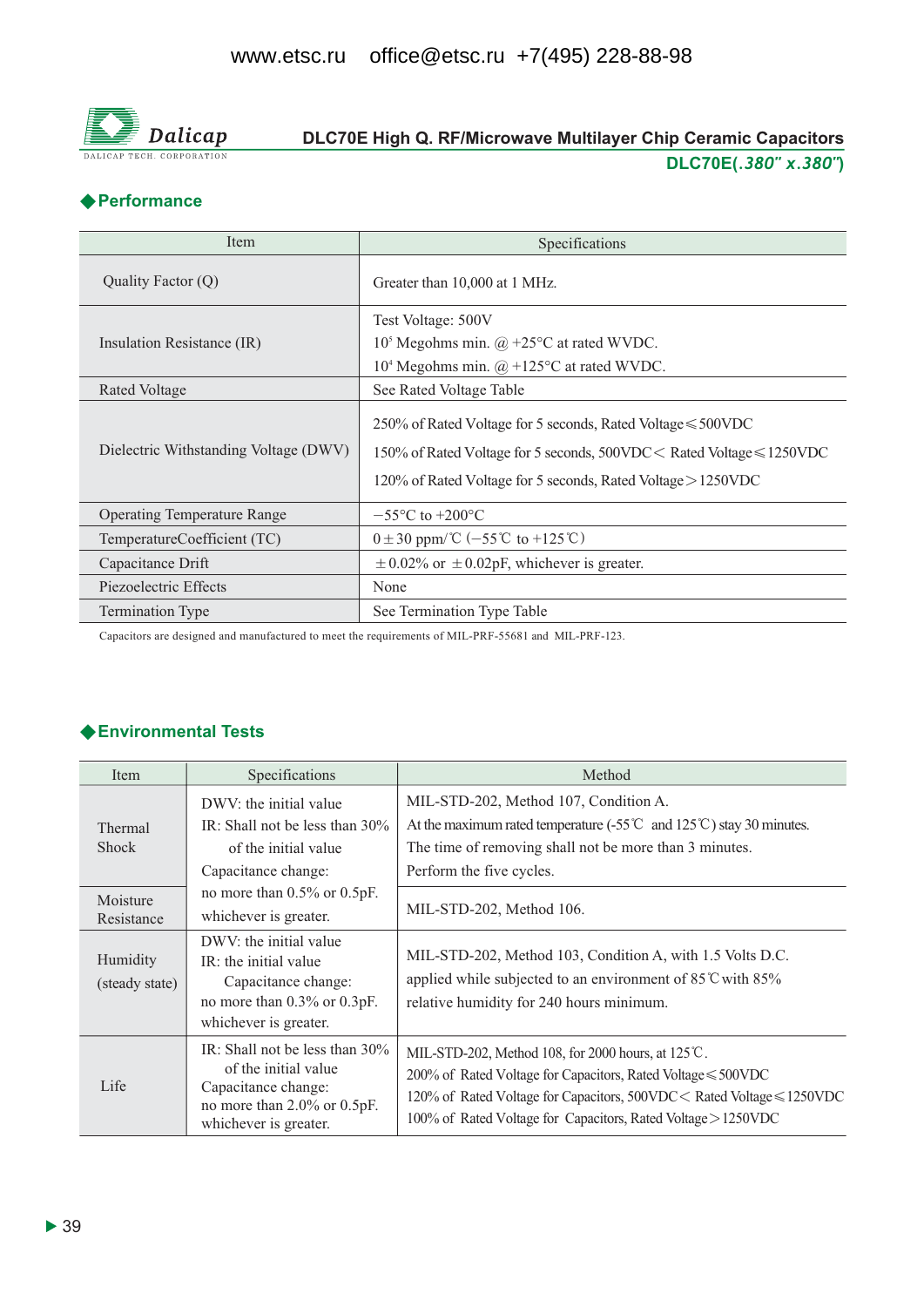# DLC70E High Q. RF/Microwave Multilayer Chip Ceramic Capacitors

**DLC70E(*.380" x.380"*)**

## ◆Performance

| Item | Specifications |
|---|---|
| Quality Factor (Q) | Greater than 10,000 at 1 MHz. |
| Insulation Resistance (IR) | Test Voltage: 500V<br>$10^5$ Megohms min. @ +25°C at rated WVDC.<br>$10^4$ Megohms min. @ +125°C at rated WVDC. |
| Rated Voltage | See Rated Voltage Table |
| Dielectric Withstanding Voltage (DWV) | 250% of Rated Voltage for 5 seconds, Rated Voltage ≤ 500VDC<br>150% of Rated Voltage for 5 seconds, 500VDC < Rated Voltage ≤ 1250VDC<br>120% of Rated Voltage for 5 seconds, Rated Voltage > 1250VDC |
| Operating Temperature Range | −55°C to +200°C |
| TemperatureCoefficient (TC) | 0 ± 30 ppm/℃ (−55℃ to +125℃) |
| Capacitance Drift | ±0.02% or ±0.02pF, whichever is greater. |
| Piezoelectric Effects | None |
| Termination Type | See Termination Type Table |

Capacitors are designed and manufactured to meet the requirements of MIL-PRF-55681 and MIL-PRF-123.

## ◆Environmental Tests

| Item | Specifications | Method |
|---|---|---|
| Thermal Shock | DWV: the initial value<br>IR: Shall not be less than 30% of the initial value<br>Capacitance change: no more than 0.5% or 0.5pF. whichever is greater. | MIL-STD-202, Method 107, Condition A.<br>At the maximum rated temperature (-55℃ and 125℃) stay 30 minutes.<br>The time of removing shall not be more than 3 minutes.<br>Perform the five cycles. |
| Moisture Resistance | | MIL-STD-202, Method 106. |
| Humidity (steady state) | DWV: the initial value<br>IR: the initial value<br>Capacitance change: no more than 0.3% or 0.3pF. whichever is greater. | MIL-STD-202, Method 103, Condition A, with 1.5 Volts D.C. applied while subjected to an environment of 85℃ with 85% relative humidity for 240 hours minimum. |
| Life | IR: Shall not be less than 30% of the initial value<br>Capacitance change: no more than 2.0% or 0.5pF. whichever is greater. | MIL-STD-202, Method 108, for 2000 hours, at 125℃.<br>200% of Rated Voltage for Capacitors, Rated Voltage ≤ 500VDC<br>120% of Rated Voltage for Capacitors, 500VDC < Rated Voltage ≤ 1250VDC<br>100% of Rated Voltage for Capacitors, Rated Voltage > 1250VDC |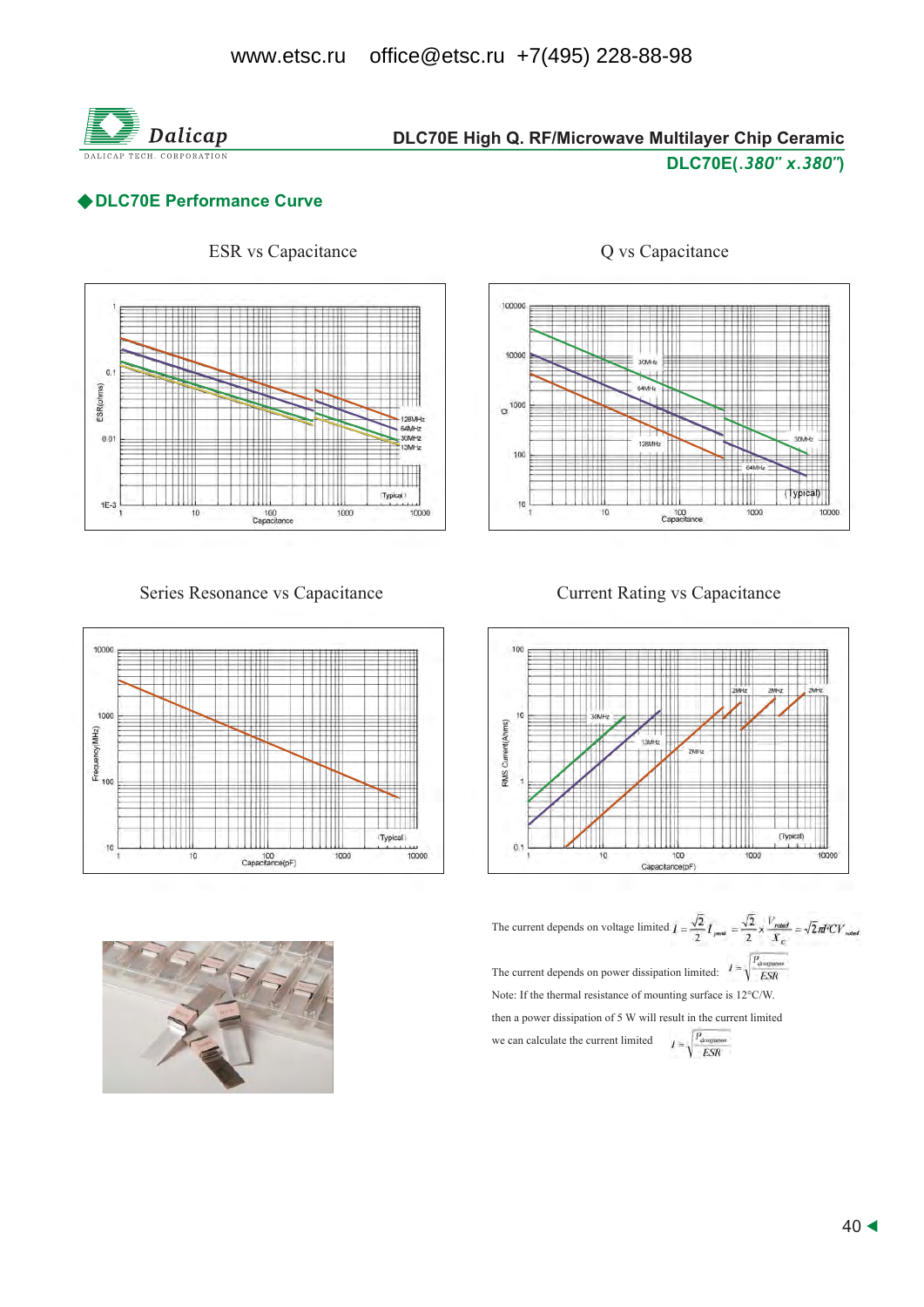# DLC70E High Q. RF/Microwave Multilayer Chip Ceramic

**DLC70E(*.380" x.380"*)**

## ◆DLC70E Performance Curve

ESR vs Capacitance

ESR(ohms)
1
0.1
0.01
1E-3
1
10
100
1000
10000
Capacitance
128MHz
64MHz
30MHz
13MHz
(Typical)

Q vs Capacitance

Q
100000
10000
1000
100
10
1
10
100
1000
10000
Capacitance
30MHz
64MHz
128MHz
30MHz
64MHz
(Typical)

Series Resonance vs Capacitance

Frequency(MHz)
10000
1000
100
10
1
10
100
1000
10000
Capacitance(pF)
(Typical)

Current Rating vs Capacitance

RMS Current(Ahms)
100
10
1
0.1
1
10
100
1000
10000
Capacitance(pF)
30MHz
13MHz
2MHz
2MHz
2MHz
2MHz
(Typical)

The current depends on voltage limited $I = \frac{\sqrt{2}}{2} I_{peak} = \frac{\sqrt{2}}{2} \times \frac{V_{rated}}{X_c} = \sqrt{2}\pi FCV_{rated}$

The current depends on power dissipation limited: $I = \sqrt{\frac{P_{dissipation}}{ESR}}$

Note: If the thermal resistance of mounting surface is 12°C/W.

then a power dissipation of 5 W will result in the current limited

we can calculate the current limited $I = \sqrt{\frac{P_{dissipation}}{ESR}}$